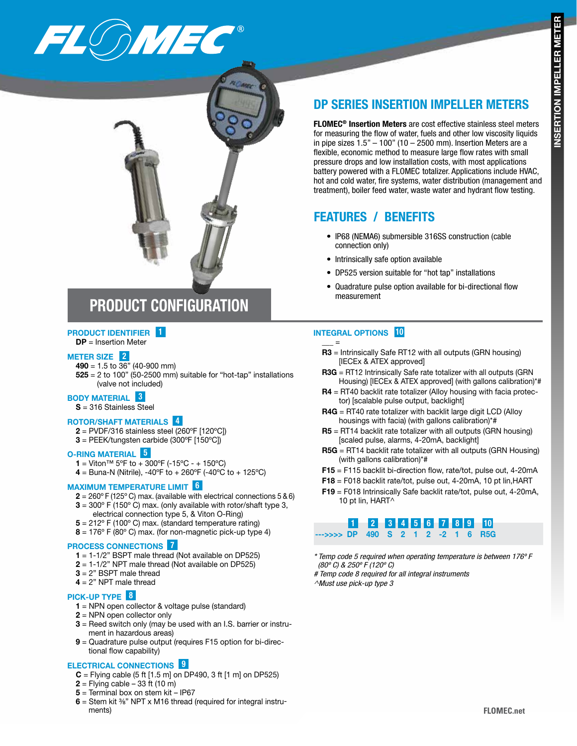# FLOMEC®

## DP SERIES INSERTION IMPELLER METERS

**FLOMEC® Insertion Meters** are cost effective stainless steel meters for measuring the flow of water, fuels and other low viscosity liquids in pipe sizes 1.5" – 100" (10 – 2500 mm). Insertion Meters are a flexible, economic method to measure large flow rates with small pressure drops and low installation costs, with most applications battery powered with a FLOMEC totalizer. Applications include HVAC, hot and cold water, fire systems, water distribution (management and treatment), boiler feed water, waste water and hydrant flow testing.

## FEATURES / BENEFITS

- IP68 (NEMA6) submersible 316SS construction (cable connection only)
- Intrinsically safe option available
- DP525 version suitable for "hot tap" installations
- Quadrature pulse option available for bi-directional flow measurement

## PRODUCT CONFIGURATION

### PRODUCT IDENTIFIER 1

**DP** = Insertion Meter

### METER SIZE 2

**490** = 1.5 to 36" (40-900 mm)
**525** = 2 to 100" (50-2500 mm) suitable for "hot-tap" installations (valve not included)

### BODY MATERIAL 3

**S** = 316 Stainless Steel

### ROTOR/SHAFT MATERIALS 4

**2** = PVDF/316 stainless steel (260ºF [120ºC])
**3** = PEEK/tungsten carbide (300ºF [150ºC])

### O-RING MATERIAL 5

**1** = Viton™ 5ºF to + 300ºF (-15ºC - + 150ºC)
**4** = Buna-N (Nitrile), -40ºF to + 260ºF (-40ºC to + 125ºC)

### MAXIMUM TEMPERATURE LIMIT 6

**2** = 260º F (125º C) max. (available with electrical connections 5 & 6)
**3** = 300º F (150º C) max. (only available with rotor/shaft type 3, electrical connection type 5, & Viton O-Ring)
**5** = 212º F (100º C) max. (standard temperature rating)
**8** = 176º F (80º C) max. (for non-magnetic pick-up type 4)

### PROCESS CONNECTIONS 7

**1** = 1-1/2" BSPT male thread (Not available on DP525)
**2** = 1-1/2" NPT male thread (Not available on DP525)
**3** = 2" BSPT male thread
**4** = 2" NPT male thread

### PICK-UP TYPE 8

**1** = NPN open collector & voltage pulse (standard)
**2** = NPN open collector only
**3** = Reed switch only (may be used with an I.S. barrier or instrument in hazardous areas)
**9** = Quadrature pulse output (requires F15 option for bi-directional flow capability)

### ELECTRICAL CONNECTIONS 9

**C** = Flying cable (5 ft [1.5 m] on DP490, 3 ft [1 m] on DP525)
**2** = Flying cable – 33 ft (10 m)
**5** = Terminal box on stem kit – IP67
**6** = Stem kit ⅜" NPT x M16 thread (required for integral instruments)

### INTEGRAL OPTIONS 10

___ =
**R3** = Intrinsically Safe RT12 with all outputs (GRN housing) [IECEx & ATEX approved]
**R3G** = RT12 Intrinsically Safe rate totalizer with all outputs (GRN Housing) [IECEx & ATEX approved] (with gallons calibration)*#
**R4** = RT40 backlit rate totalizer (Alloy housing with facia protector) [scalable pulse output, backlight]
**R4G** = RT40 rate totalizer with backlit large digit LCD (Alloy housings with facia) (with gallons calibration)*#
**R5** = RT14 backlit rate totalizer with all outputs (GRN housing) [scaled pulse, alarms, 4-20mA, backlight]
**R5G** = RT14 backlit rate totalizer with all outputs (GRN Housing) (with gallons calibration)*#
**F15** = F115 backlit bi-direction flow, rate/tot, pulse out, 4-20mA
**F18** = F018 backlit rate/tot, pulse out, 4-20mA, 10 pt lin, HART
**F19** = F018 Intrinsically Safe backlit rate/tot, pulse out, 4-20mA, 10 pt lin, HART^

| | 1 | 2 | 3 | 4 | 5 | 6 | 7 | 8 | 9 | 10 |
|---|---|---|---|---|---|---|---|---|---|---|
| --->>>> | DP | 490 | S | 2 | 1 | 2 | -2 | 1 | 6 | R5G |

*\* Temp code 5 required when operating temperature is between 176º F (80º C) & 250º F (120º C)*
*# Temp code 8 required for all integral instruments*
*^Must use pick-up type 3*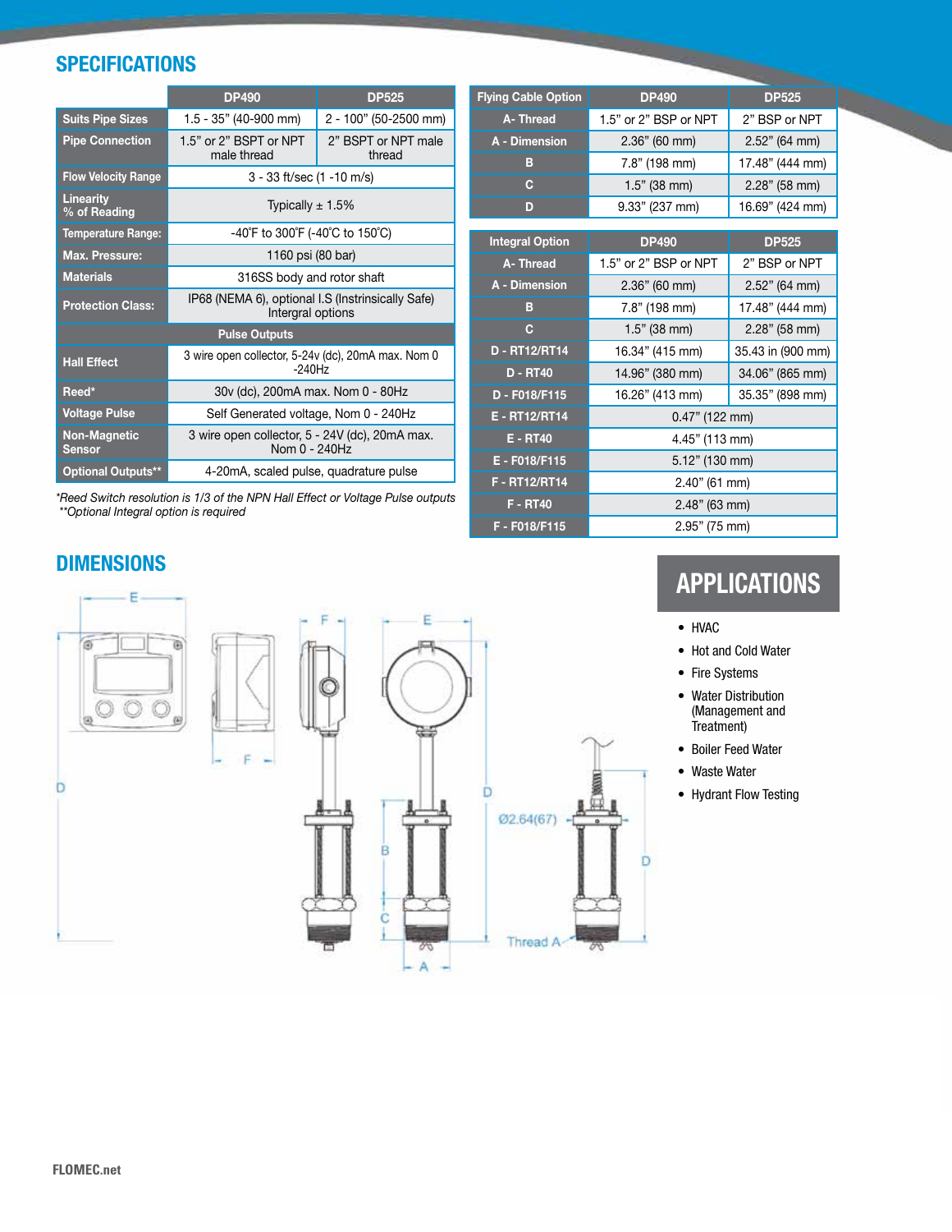## SPECIFICATIONS

| | DP490 | DP525 |
|---|---|---|
| **Suits Pipe Sizes** | 1.5 - 35" (40-900 mm) | 2 - 100" (50-2500 mm) |
| **Pipe Connection** | 1.5" or 2" BSPT or NPT male thread | 2" BSPT or NPT male thread |
| **Flow Velocity Range** | 3 - 33 ft/sec (1 -10 m/s) | |
| **Linearity % of Reading** | Typically ± 1.5% | |
| **Temperature Range:** | -40˚F to 300˚F (-40˚C to 150˚C) | |
| **Max. Pressure:** | 1160 psi (80 bar) | |
| **Materials** | 316SS body and rotor shaft | |
| **Protection Class:** | IP68 (NEMA 6), optional I.S (Instrinsically Safe) Intergral options | |
| **Pulse Outputs** | | |
| **Hall Effect** | 3 wire open collector, 5-24v (dc), 20mA max. Nom 0 -240Hz | |
| **Reed*** | 30v (dc), 200mA max. Nom 0 - 80Hz | |
| **Voltage Pulse** | Self Generated voltage, Nom 0 - 240Hz | |
| **Non-Magnetic Sensor** | 3 wire open collector, 5 - 24V (dc), 20mA max. Nom 0 - 240Hz | |
| **Optional Outputs**** | 4-20mA, scaled pulse, quadrature pulse | |

*Reed Switch resolution is 1/3 of the NPN Hall Effect or Voltage Pulse outputs
**Optional Integral option is required

| Flying Cable Option | DP490 | DP525 |
|---|---|---|
| **A- Thread** | 1.5" or 2" BSP or NPT | 2" BSP or NPT |
| **A - Dimension** | 2.36" (60 mm) | 2.52" (64 mm) |
| **B** | 7.8" (198 mm) | 17.48" (444 mm) |
| **C** | 1.5" (38 mm) | 2.28" (58 mm) |
| **D** | 9.33" (237 mm) | 16.69" (424 mm) |

| Integral Option | DP490 | DP525 |
|---|---|---|
| **A- Thread** | 1.5" or 2" BSP or NPT | 2" BSP or NPT |
| **A - Dimension** | 2.36" (60 mm) | 2.52" (64 mm) |
| **B** | 7.8" (198 mm) | 17.48" (444 mm) |
| **C** | 1.5" (38 mm) | 2.28" (58 mm) |
| **D - RT12/RT14** | 16.34" (415 mm) | 35.43 in (900 mm) |
| **D - RT40** | 14.96" (380 mm) | 34.06" (865 mm) |
| **D - F018/F115** | 16.26" (413 mm) | 35.35" (898 mm) |
| **E - RT12/RT14** | 0.47" (122 mm) | |
| **E - RT40** | 4.45" (113 mm) | |
| **E - F018/F115** | 5.12" (130 mm) | |
| **F - RT12/RT14** | 2.40" (61 mm) | |
| **F - RT40** | 2.48" (63 mm) | |
| **F - F018/F115** | 2.95" (75 mm) | |

## DIMENSIONS

E
F
D
F
E
B
C
A
D
Ø2.64(67)
D
Thread A

## APPLICATIONS

- HVAC
- Hot and Cold Water
- Fire Systems
- Water Distribution (Management and Treatment)
- Boiler Feed Water
- Waste Water
- Hydrant Flow Testing

FLOMEC.net